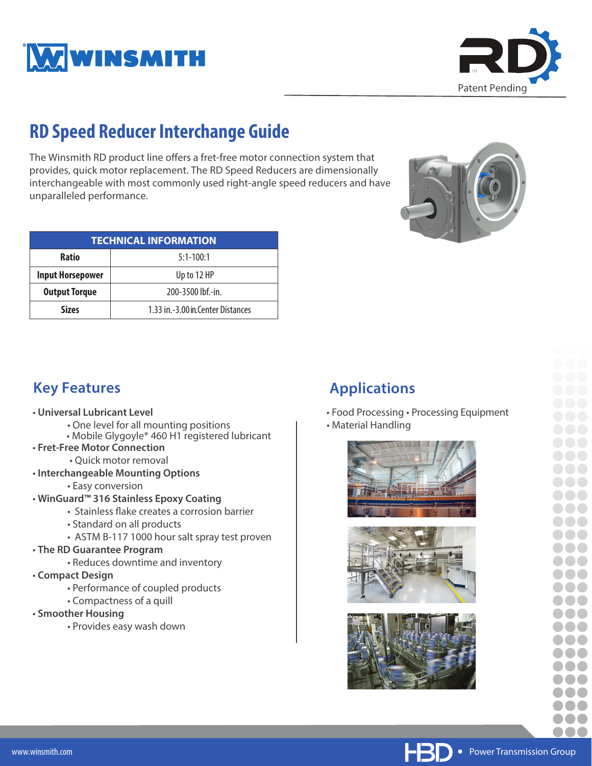# RD Speed Reducer Interchange Guide

The Winsmith RD product line offers a fret-free motor connection system that provides, quick motor replacement. The RD Speed Reducers are dimensionally interchangeable with most commonly used right-angle speed reducers and have unparalleled performance.

| TECHNICAL INFORMATION | |
|---|---|
| **Ratio** | 5:1-100:1 |
| **Input Horsepower** | Up to 12 HP |
| **Output Torque** | 200-3500 lbf.-in. |
| **Sizes** | 1.33 in.-3.00 in. Center Distances |

## Key Features

- **Universal Lubricant Level**
  - One level for all mounting positions
  - Mobile Glygoyle* 460 H1 registered lubricant
- **Fret-Free Motor Connection**
  - Quick motor removal
- **Interchangeable Mounting Options**
  - Easy conversion
- **WinGuard™ 316 Stainless Epoxy Coating**
  - Stainless flake creates a corrosion barrier
  - Standard on all products
  - ASTM B-117 1000 hour salt spray test proven
- **The RD Guarantee Program**
  - Reduces downtime and inventory
- **Compact Design**
  - Performance of coupled products
  - Compactness of a quill
- **Smoother Housing**
  - Provides easy wash down

## Applications

- Food Processing • Processing Equipment
- Material Handling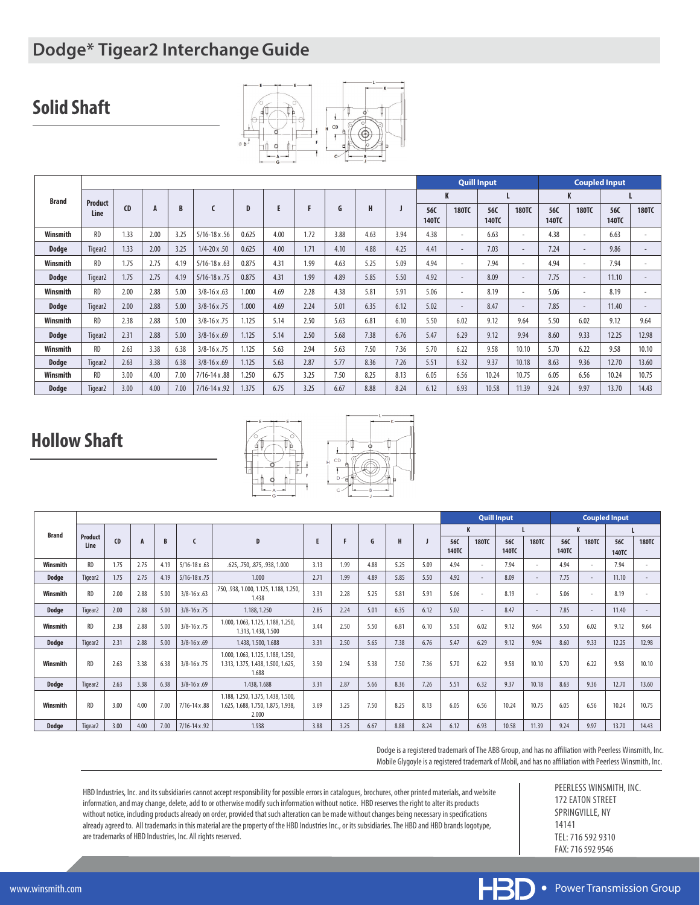# Dodge* Tigear2 Interchange Guide

## Solid Shaft

| Brand | Product Line | CD | A | B | C | D | E | F | G | H | J | Quill Input | | | | Coupled Input | | | |
|---|---|---|---|---|---|---|---|---|---|---|---|---|---|---|---|---|---|---|---|
| | | | | | | | | | | | | K | | L | | K | | L | |
| | | | | | | | | | | | | 56C 140TC | 180TC | 56C 140TC | 180TC | 56C 140TC | 180TC | 56C 140TC | 180TC |
| **Winsmith** | RD | 1.33 | 2.00 | 3.25 | 5/16-18 x .56 | 0.625 | 4.00 | 1.72 | 3.88 | 4.63 | 3.94 | 4.38 | - | 6.63 | - | 4.38 | - | 6.63 | - |
| **Dodge** | Tigear2 | 1.33 | 2.00 | 3.25 | 1/4-20 x .50 | 0.625 | 4.00 | 1.71 | 4.10 | 4.88 | 4.25 | 4.41 | - | 7.03 | - | 7.24 | - | 9.86 | - |
| **Winsmith** | RD | 1.75 | 2.75 | 4.19 | 5/16-18 x .63 | 0.875 | 4.31 | 1.99 | 4.63 | 5.25 | 5.09 | 4.94 | - | 7.94 | - | 4.94 | - | 7.94 | - |
| **Dodge** | Tigear2 | 1.75 | 2.75 | 4.19 | 5/16-18 x .75 | 0.875 | 4.31 | 1.99 | 4.89 | 5.85 | 5.50 | 4.92 | - | 8.09 | - | 7.75 | - | 11.10 | - |
| **Winsmith** | RD | 2.00 | 2.88 | 5.00 | 3/8-16 x .63 | 1.000 | 4.69 | 2.28 | 4.38 | 5.81 | 5.91 | 5.06 | - | 8.19 | - | 5.06 | - | 8.19 | - |
| **Dodge** | Tigear2 | 2.00 | 2.88 | 5.00 | 3/8-16 x .75 | 1.000 | 4.69 | 2.24 | 5.01 | 6.35 | 6.12 | 5.02 | - | 8.47 | - | 7.85 | - | 11.40 | - |
| **Winsmith** | RD | 2.38 | 2.88 | 5.00 | 3/8-16 x .75 | 1.125 | 5.14 | 2.50 | 5.63 | 6.81 | 6.10 | 5.50 | 6.02 | 9.12 | 9.64 | 5.50 | 6.02 | 9.12 | 9.64 |
| **Dodge** | Tigear2 | 2.31 | 2.88 | 5.00 | 3/8-16 x .69 | 1.125 | 5.14 | 2.50 | 5.68 | 7.38 | 6.76 | 5.47 | 6.29 | 9.12 | 9.94 | 8.60 | 9.33 | 12.25 | 12.98 |
| **Winsmith** | RD | 2.63 | 3.38 | 6.38 | 3/8-16 x .75 | 1.125 | 5.63 | 2.94 | 5.63 | 7.50 | 7.36 | 5.70 | 6.22 | 9.58 | 10.10 | 5.70 | 6.22 | 9.58 | 10.10 |
| **Dodge** | Tigear2 | 2.63 | 3.38 | 6.38 | 3/8-16 x .69 | 1.125 | 5.63 | 2.87 | 5.77 | 8.36 | 7.26 | 5.51 | 6.32 | 9.37 | 10.18 | 8.63 | 9.36 | 12.70 | 13.60 |
| **Winsmith** | RD | 3.00 | 4.00 | 7.00 | 7/16-14 x .88 | 1.250 | 6.75 | 3.25 | 7.50 | 8.25 | 8.13 | 6.05 | 6.56 | 10.24 | 10.75 | 6.05 | 6.56 | 10.24 | 10.75 |
| **Dodge** | Tigear2 | 3.00 | 4.00 | 7.00 | 7/16-14 x .92 | 1.375 | 6.75 | 3.25 | 6.67 | 8.88 | 8.24 | 6.12 | 6.93 | 10.58 | 11.39 | 9.24 | 9.97 | 13.70 | 14.43 |

## Hollow Shaft

| Brand | Product Line | CD | A | B | C | D | E | F | G | H | J | Quill Input | | | | Coupled Input | | | |
|---|---|---|---|---|---|---|---|---|---|---|---|---|---|---|---|---|---|---|---|
| | | | | | | | | | | | | K | | L | | K | | L | |
| | | | | | | | | | | | | 56C 140TC | 180TC | 56C 140TC | 180TC | 56C 140TC | 180TC | 56C 140TC | 180TC |
| **Winsmith** | RD | 1.75 | 2.75 | 4.19 | 5/16-18 x .63 | .625, .750, .875, .938, 1.000 | 3.13 | 1.99 | 4.88 | 5.25 | 5.09 | 4.94 | - | 7.94 | - | 4.94 | - | 7.94 | - |
| **Dodge** | Tigear2 | 1.75 | 2.75 | 4.19 | 5/16-18 x .75 | 1.000 | 2.71 | 1.99 | 4.89 | 5.85 | 5.50 | 4.92 | - | 8.09 | - | 7.75 | - | 11.10 | - |
| **Winsmith** | RD | 2.00 | 2.88 | 5.00 | 3/8-16 x .63 | .750, .938, 1.000, 1.125, 1.188, 1.250, 1.438 | 3.31 | 2.28 | 5.25 | 5.81 | 5.91 | 5.06 | - | 8.19 | - | 5.06 | - | 8.19 | - |
| **Dodge** | Tigear2 | 2.00 | 2.88 | 5.00 | 3/8-16 x .75 | 1.188, 1.250 | 2.85 | 2.24 | 5.01 | 6.35 | 6.12 | 5.02 | - | 8.47 | - | 7.85 | - | 11.40 | - |
| **Winsmith** | RD | 2.38 | 2.88 | 5.00 | 3/8-16 x .75 | 1.000, 1.063, 1.125, 1.188, 1.250, 1.313, 1.438, 1.500 | 3.44 | 2.50 | 5.50 | 6.81 | 6.10 | 5.50 | 6.02 | 9.12 | 9.64 | 5.50 | 6.02 | 9.12 | 9.64 |
| **Dodge** | Tigear2 | 2.31 | 2.88 | 5.00 | 3/8-16 x .69 | 1.438, 1.500, 1.688 | 3.31 | 2.50 | 5.65 | 7.38 | 6.76 | 5.47 | 6.29 | 9.12 | 9.94 | 8.60 | 9.33 | 12.25 | 12.98 |
| **Winsmith** | RD | 2.63 | 3.38 | 6.38 | 3/8-16 x .75 | 1.000, 1.063, 1.125, 1.188, 1.250, 1.313, 1.375, 1.438, 1.500, 1.625, 1.688 | 3.50 | 2.94 | 5.38 | 7.50 | 7.36 | 5.70 | 6.22 | 9.58 | 10.10 | 5.70 | 6.22 | 9.58 | 10.10 |
| **Dodge** | Tigear2 | 2.63 | 3.38 | 6.38 | 3/8-16 x .69 | 1.438, 1.688 | 3.31 | 2.87 | 5.66 | 8.36 | 7.26 | 5.51 | 6.32 | 9.37 | 10.18 | 8.63 | 9.36 | 12.70 | 13.60 |
| **Winsmith** | RD | 3.00 | 4.00 | 7.00 | 7/16-14 x .88 | 1.188, 1.250, 1.375, 1.438, 1.500, 1.625, 1.688, 1.750, 1.875, 1.938, 2.000 | 3.69 | 3.25 | 7.50 | 8.25 | 8.13 | 6.05 | 6.56 | 10.24 | 10.75 | 6.05 | 6.56 | 10.24 | 10.75 |
| **Dodge** | Tigear2 | 3.00 | 4.00 | 7.00 | 7/16-14 x .92 | 1.938 | 3.88 | 3.25 | 6.67 | 8.88 | 8.24 | 6.12 | 6.93 | 10.58 | 11.39 | 9.24 | 9.97 | 13.70 | 14.43 |

Dodge is a registered trademark of The ABB Group, and has no affiliation with Peerless Winsmith, Inc.
Mobile Glygoyle is a registered trademark of Mobil, and has no affiliation with Peerless Winsmith, Inc.

HBD Industries, Inc. and its subsidiaries cannot accept responsibility for possible errors in catalogues, brochures, other printed materials, and website information, and may change, delete, add to or otherwise modify such information without notice. HBD reserves the right to alter its products without notice, including products already on order, provided that such alteration can be made without changes being necessary in specifications already agreed to. All trademarks in this material are the property of the HBD Industries Inc., or its subsidiaries. The HBD and HBD brands logotype, are trademarks of HBD Industries, Inc. All rights reserved.

PEERLESS WINSMITH, INC.
172 EATON STREET
SPRINGVILLE, NY
14141
TEL: 716 592 9310
FAX: 716 592 9546

www.winsmith.com

HBD • Power Transmission Group